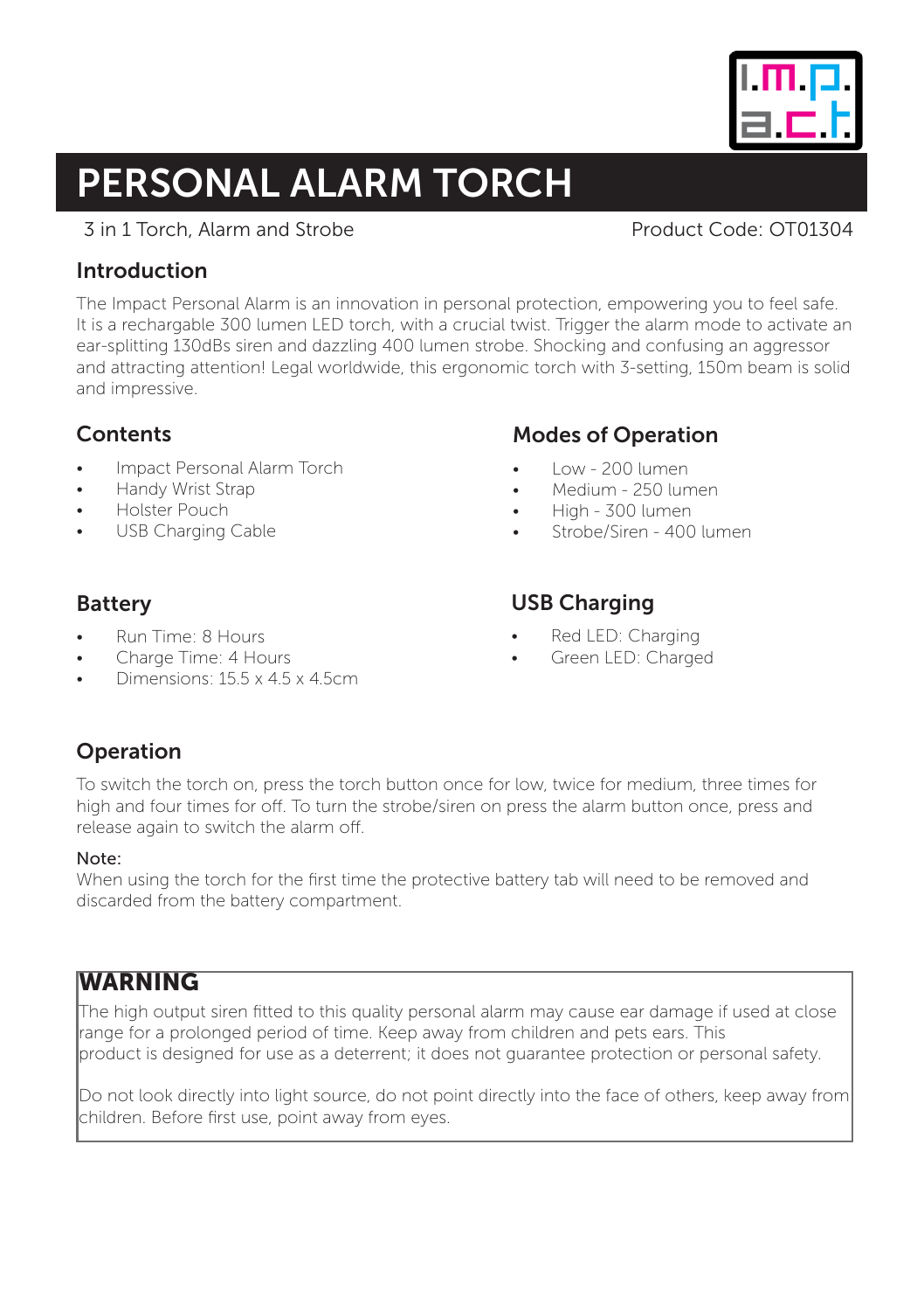# PERSONAL ALARM TORCH

3 in 1 Torch, Alarm and Strobe

Product Code: OT01304

## Introduction

The Impact Personal Alarm is an innovation in personal protection, empowering you to feel safe. It is a rechargable 300 lumen LED torch, with a crucial twist. Trigger the alarm mode to activate an ear-splitting 130dBs siren and dazzling 400 lumen strobe. Shocking and confusing an aggressor and attracting attention! Legal worldwide, this ergonomic torch with 3-setting, 150m beam is solid and impressive.

## Contents

- Impact Personal Alarm Torch
- Handy Wrist Strap
- Holster Pouch
- USB Charging Cable

## Modes of Operation

- Low - 200 lumen
- Medium - 250 lumen
- High - 300 lumen
- Strobe/Siren - 400 lumen

## Battery

- Run Time: 8 Hours
- Charge Time: 4 Hours
- Dimensions: 15.5 x 4.5 x 4.5cm

## USB Charging

- Red LED: Charging
- Green LED: Charged

## Operation

To switch the torch on, press the torch button once for low, twice for medium, three times for high and four times for off. To turn the strobe/siren on press the alarm button once, press and release again to switch the alarm off.

Note:
When using the torch for the first time the protective battery tab will need to be removed and discarded from the battery compartment.

## WARNING

The high output siren fitted to this quality personal alarm may cause ear damage if used at close range for a prolonged period of time. Keep away from children and pets ears. This product is designed for use as a deterrent; it does not guarantee protection or personal safety.

Do not look directly into light source, do not point directly into the face of others, keep away from children. Before first use, point away from eyes.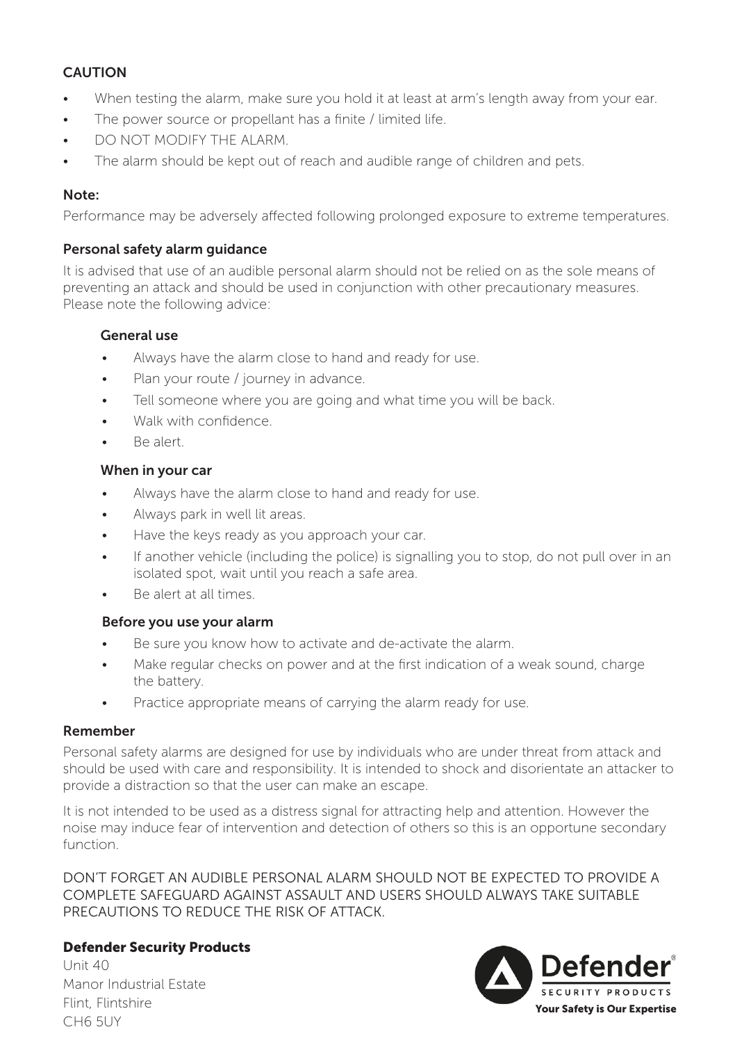## CAUTION

- When testing the alarm, make sure you hold it at least at arm's length away from your ear.
- The power source or propellant has a finite / limited life.
- DO NOT MODIFY THE ALARM.
- The alarm should be kept out of reach and audible range of children and pets.

### Note:

Performance may be adversely affected following prolonged exposure to extreme temperatures.

### Personal safety alarm guidance

It is advised that use of an audible personal alarm should not be relied on as the sole means of preventing an attack and should be used in conjunction with other precautionary measures. Please note the following advice:

#### General use

- Always have the alarm close to hand and ready for use.
- Plan your route / journey in advance.
- Tell someone where you are going and what time you will be back.
- Walk with confidence.
- Be alert.

#### When in your car

- Always have the alarm close to hand and ready for use.
- Always park in well lit areas.
- Have the keys ready as you approach your car.
- If another vehicle (including the police) is signalling you to stop, do not pull over in an isolated spot, wait until you reach a safe area.
- Be alert at all times.

#### Before you use your alarm

- Be sure you know how to activate and de-activate the alarm.
- Make regular checks on power and at the first indication of a weak sound, charge the battery.
- Practice appropriate means of carrying the alarm ready for use.

### Remember

Personal safety alarms are designed for use by individuals who are under threat from attack and should be used with care and responsibility. It is intended to shock and disorientate an attacker to provide a distraction so that the user can make an escape.

It is not intended to be used as a distress signal for attracting help and attention. However the noise may induce fear of intervention and detection of others so this is an opportune secondary function.

DON'T FORGET AN AUDIBLE PERSONAL ALARM SHOULD NOT BE EXPECTED TO PROVIDE A COMPLETE SAFEGUARD AGAINST ASSAULT AND USERS SHOULD ALWAYS TAKE SUITABLE PRECAUTIONS TO REDUCE THE RISK OF ATTACK.

**Defender Security Products**
Unit 40
Manor Industrial Estate
Flint, Flintshire
CH6 5UY

Defender®
SECURITY PRODUCTS
**Your Safety is Our Expertise**